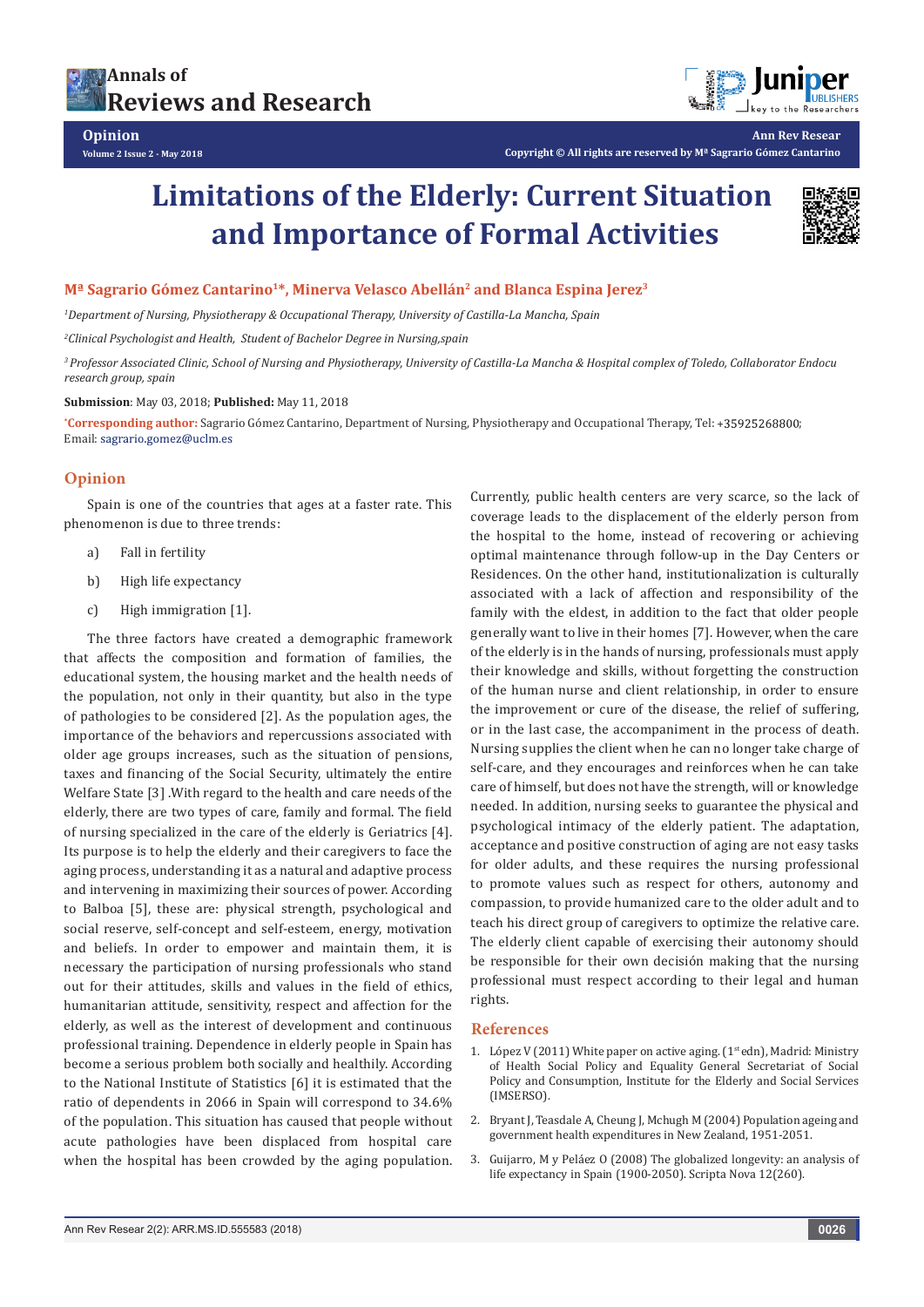# Limitations of the Elderly: Current Situation and Importance of Formal Activities

**Mª Sagrario Gómez Cantarino[1]*, Minerva Velasco Abellán[2] and Blanca Espina Jerez[3]**

*[1]Department of Nursing, Physiotherapy & Occupational Therapy, University of Castilla-La Mancha, Spain*

*[2]Clinical Psychologist and Health, Student of Bachelor Degree in Nursing,spain*

*[3] Professor Associated Clinic, School of Nursing and Physiotherapy, University of Castilla-La Mancha & Hospital complex of Toledo, Collaborator Endocu research group, spain*

**Submission**: May 03, 2018; **Published:** May 11, 2018

**\*Corresponding author:** Sagrario Gómez Cantarino, Department of Nursing, Physiotherapy and Occupational Therapy, Tel: +35925268800; Email: sagrario.gomez@uclm.es

## Opinion

Spain is one of the countries that ages at a faster rate. This phenomenon is due to three trends:

a) Fall in fertility

b) High life expectancy

c) High immigration [1].

The three factors have created a demographic framework that affects the composition and formation of families, the educational system, the housing market and the health needs of the population, not only in their quantity, but also in the type of pathologies to be considered [2]. As the population ages, the importance of the behaviors and repercussions associated with older age groups increases, such as the situation of pensions, taxes and financing of the Social Security, ultimately the entire Welfare State [3] .With regard to the health and care needs of the elderly, there are two types of care, family and formal. The field of nursing specialized in the care of the elderly is Geriatrics [4]. Its purpose is to help the elderly and their caregivers to face the aging process, understanding it as a natural and adaptive process and intervening in maximizing their sources of power. According to Balboa [5], these are: physical strength, psychological and social reserve, self-concept and self-esteem, energy, motivation and beliefs. In order to empower and maintain them, it is necessary the participation of nursing professionals who stand out for their attitudes, skills and values in the field of ethics, humanitarian attitude, sensitivity, respect and affection for the elderly, as well as the interest of development and continuous professional training. Dependence in elderly people in Spain has become a serious problem both socially and healthily. According to the National Institute of Statistics [6] it is estimated that the ratio of dependents in 2066 in Spain will correspond to 34.6% of the population. This situation has caused that people without acute pathologies have been displaced from hospital care when the hospital has been crowded by the aging population. Currently, public health centers are very scarce, so the lack of coverage leads to the displacement of the elderly person from the hospital to the home, instead of recovering or achieving optimal maintenance through follow-up in the Day Centers or Residences. On the other hand, institutionalization is culturally associated with a lack of affection and responsibility of the family with the eldest, in addition to the fact that older people generally want to live in their homes [7]. However, when the care of the elderly is in the hands of nursing, professionals must apply their knowledge and skills, without forgetting the construction of the human nurse and client relationship, in order to ensure the improvement or cure of the disease, the relief of suffering, or in the last case, the accompaniment in the process of death. Nursing supplies the client when he can no longer take charge of self-care, and they encourages and reinforces when he can take care of himself, but does not have the strength, will or knowledge needed. In addition, nursing seeks to guarantee the physical and psychological intimacy of the elderly patient. The adaptation, acceptance and positive construction of aging are not easy tasks for older adults, and these requires the nursing professional to promote values such as respect for others, autonomy and compassion, to provide humanized care to the older adult and to teach his direct group of caregivers to optimize the relative care. The elderly client capable of exercising their autonomy should be responsible for their own decisión making that the nursing professional must respect according to their legal and human rights.

## References

1. López V (2011) White paper on active aging. (1st edn), Madrid: Ministry of Health Social Policy and Equality General Secretariat of Social Policy and Consumption, Institute for the Elderly and Social Services (IMSERSO).
2. Bryant J, Teasdale A, Cheung J, Mchugh M (2004) Population ageing and government health expenditures in New Zealand, 1951-2051.
3. Guijarro, M y Peláez O (2008) The globalized longevity: an analysis of life expectancy in Spain (1900-2050). Scripta Nova 12(260).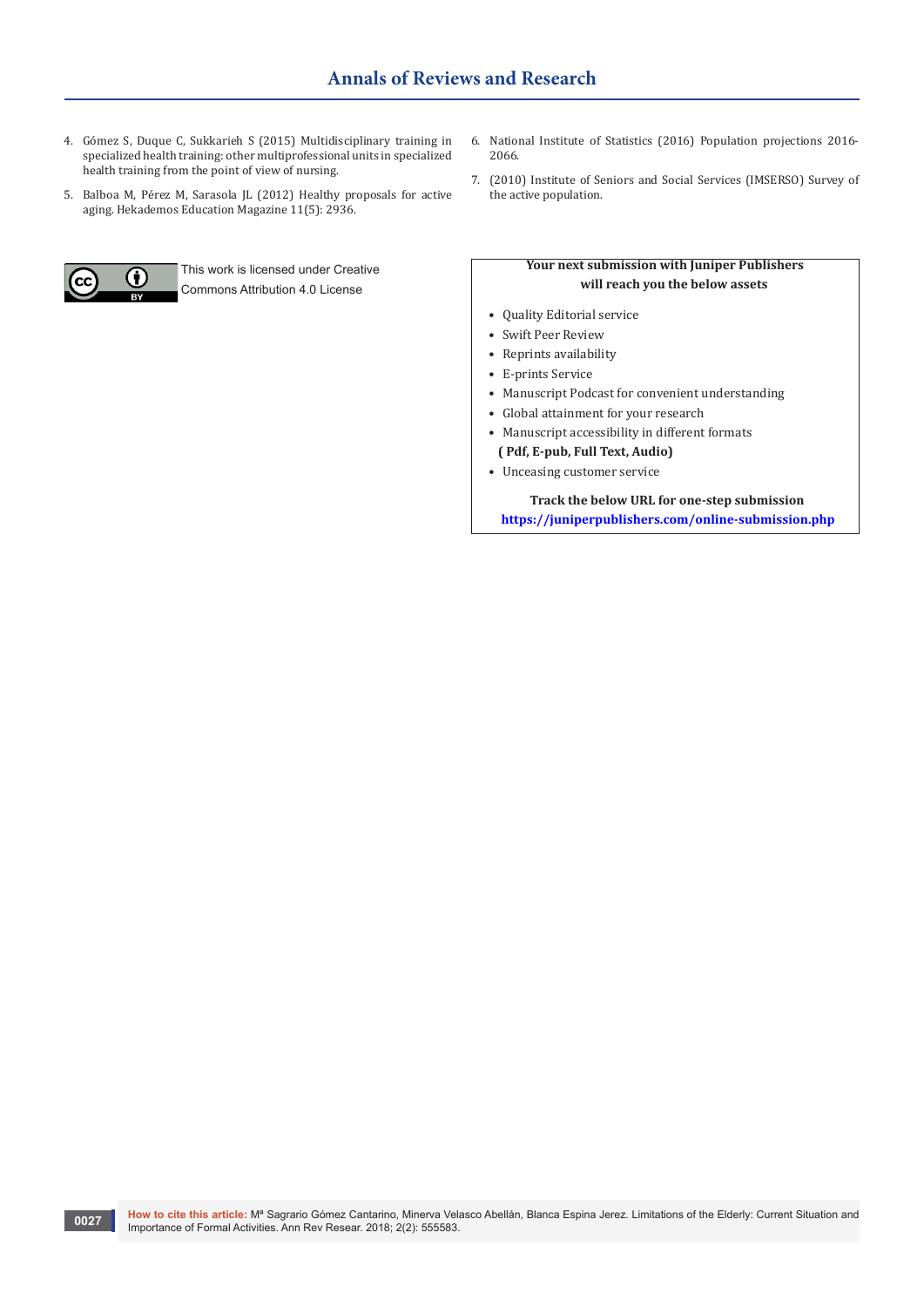4. Gómez S, Duque C, Sukkarieh S (2015) Multidisciplinary training in specialized health training: other multiprofessional units in specialized health training from the point of view of nursing.
5. Balboa M, Pérez M, Sarasola JL (2012) Healthy proposals for active aging. Hekademos Education Magazine 11(5): 2936.
6. National Institute of Statistics (2016) Population projections 2016-2066.
7. (2010) Institute of Seniors and Social Services (IMSERSO) Survey of the active population.

This work is licensed under Creative Commons Attribution 4.0 License

**Your next submission with Juniper Publishers will reach you the below assets**

- Quality Editorial service
- Swift Peer Review
- Reprints availability
- E-prints Service
- Manuscript Podcast for convenient understanding
- Global attainment for your research
- Manuscript accessibility in different formats
  **( Pdf, E-pub, Full Text, Audio)**
- Unceasing customer service

**Track the below URL for one-step submission**
**https://juniperpublishers.com/online-submission.php**

**How to cite this article:** Mª Sagrario Gómez Cantarino, Minerva Velasco Abellán, Blanca Espina Jerez. Limitations of the Elderly: Current Situation and Importance of Formal Activities. Ann Rev Resear. 2018; 2(2): 555583.